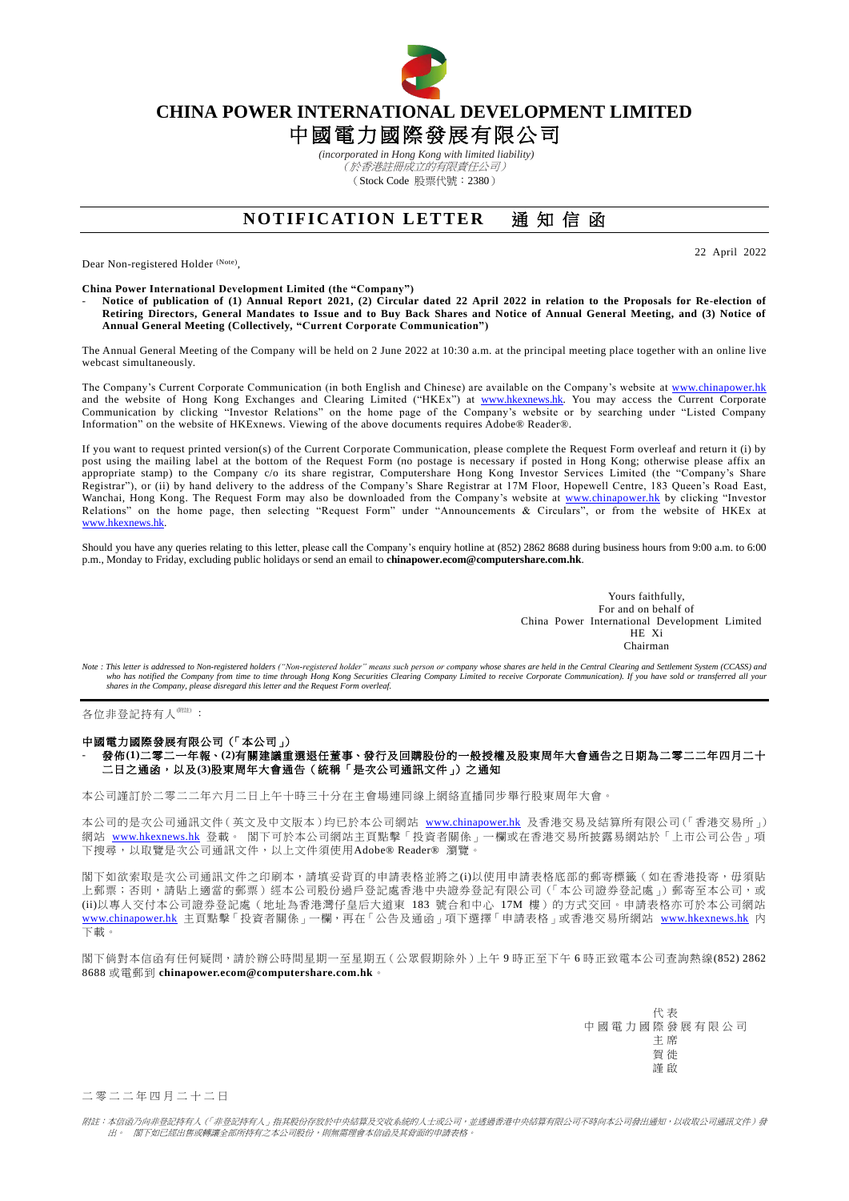# CHINA POWER INTERNATIONAL DEVELOPMENT LIMITED

# 中國電力國際發展有限公司

*(incorporated in Hong Kong with limited liability)*

*（於香港註冊成立的有限責任公司）*

（Stock Code 股票代號：2380）

## NOTIFICATION LETTER 通知信函

22 April 2022

Dear Non-registered Holder (Note),

**China Power International Development Limited (the "Company")**

- **Notice of publication of (1) Annual Report 2021, (2) Circular dated 22 April 2022 in relation to the Proposals for Re-election of Retiring Directors, General Mandates to Issue and to Buy Back Shares and Notice of Annual General Meeting, and (3) Notice of Annual General Meeting (Collectively, "Current Corporate Communication")**

The Annual General Meeting of the Company will be held on 2 June 2022 at 10:30 a.m. at the principal meeting place together with an online live webcast simultaneously.

The Company's Current Corporate Communication (in both English and Chinese) are available on the Company's website at www.chinapower.hk and the website of Hong Kong Exchanges and Clearing Limited ("HKEx") at www.hkexnews.hk. You may access the Current Corporate Communication by clicking "Investor Relations" on the home page of the Company's website or by searching under "Listed Company Information" on the website of HKExnews. Viewing of the above documents requires Adobe® Reader®.

If you want to request printed version(s) of the Current Corporate Communication, please complete the Request Form overleaf and return it (i) by post using the mailing label at the bottom of the Request Form (no postage is necessary if posted in Hong Kong; otherwise please affix an appropriate stamp) to the Company c/o its share registrar, Computershare Hong Kong Investor Services Limited (the "Company's Share Registrar"), or (ii) by hand delivery to the address of the Company's Share Registrar at 17M Floor, Hopewell Centre, 183 Queen's Road East, Wanchai, Hong Kong. The Request Form may also be downloaded from the Company's website at www.chinapower.hk by clicking "Investor Relations" on the home page, then selecting "Request Form" under "Announcements & Circulars", or from the website of HKEx at www.hkexnews.hk.

Should you have any queries relating to this letter, please call the Company's enquiry hotline at (852) 2862 8688 during business hours from 9:00 a.m. to 6:00 p.m., Monday to Friday, excluding public holidays or send an email to **chinapower.ecom@computershare.com.hk**.

Yours faithfully,
For and on behalf of
China Power International Development Limited
HE Xi
Chairman

*Note : This letter is addressed to Non-registered holders ("Non-registered holder" means such person or company whose shares are held in the Central Clearing and Settlement System (CCASS) and who has notified the Company from time to time through Hong Kong Securities Clearing Company Limited to receive Corporate Communication). If you have sold or transferred all your shares in the Company, please disregard this letter and the Request Form overleaf.*

---

各位非登記持有人(附註)：

**中國電力國際發展有限公司（「本公司」）**

- **發佈(1)二零二一年報、(2)有關建議重選退任董事、發行及回購股份的一般授權及股東周年大會通告之日期為二零二二年四月二十二日之通函，以及(3)股東周年大會通告（統稱「是次公司通訊文件」）之通知**

本公司謹訂於二零二二年六月二日上午十時三十分在主會場連同線上網絡直播同步舉行股東周年大會。

本公司的是次公司通訊文件（英文及中文版本）均已於本公司網站 www.chinapower.hk 及香港交易及結算所有限公司（「香港交易所」）網站 www.hkexnews.hk 登載。 閣下可於本公司網站主頁點擊「投資者關係」一欄或在香港交易所披露易網站於「上市公司公告」項下搜尋，以取覽是次公司通訊文件，以上文件須使用Adobe® Reader® 瀏覽。

閣下如欲索取是次公司通訊文件之印刷本，請填妥背頁的申請表格並將之(i)以使用申請表格底部的郵寄標籤（如在香港投寄，毋須貼上郵票；否則，請貼上適當的郵票）經本公司股份過戶登記處香港中央證券登記有限公司（「本公司證券登記處」）郵寄至本公司，或(ii)以專人交付本公司證券登記處（地址為香港灣仔皇后大道東 183 號合和中心 17M 樓）的方式交回。申請表格亦可於本公司網站 www.chinapower.hk 主頁點擊「投資者關係」一欄，再在「公告及通函」項下選擇「申請表格」或香港交易所網站 www.hkexnews.hk 內下載。

閣下倘對本信函有任何疑問，請於辦公時間星期一至星期五（公眾假期除外）上午 9 時正至下午 6 時正致電本公司查詢熱線(852) 2862 8688 或電郵到 **chinapower.ecom@computershare.com.hk**。

代表
中國電力國際發展有限公司
主席
賀徙
謹啟

二零二二年四月二十二日

*附註：本信函乃向非登記持有人（「非登記持有人」指其股份存放於中央結算及交收系統的人士或公司，並透過香港中央結算有限公司不時向本公司發出通知，以收取公司通訊文件）發出。 閣下如已經出售或轉讓全部所持有之本公司股份，則無需理會本信函及其背面的申請表格。*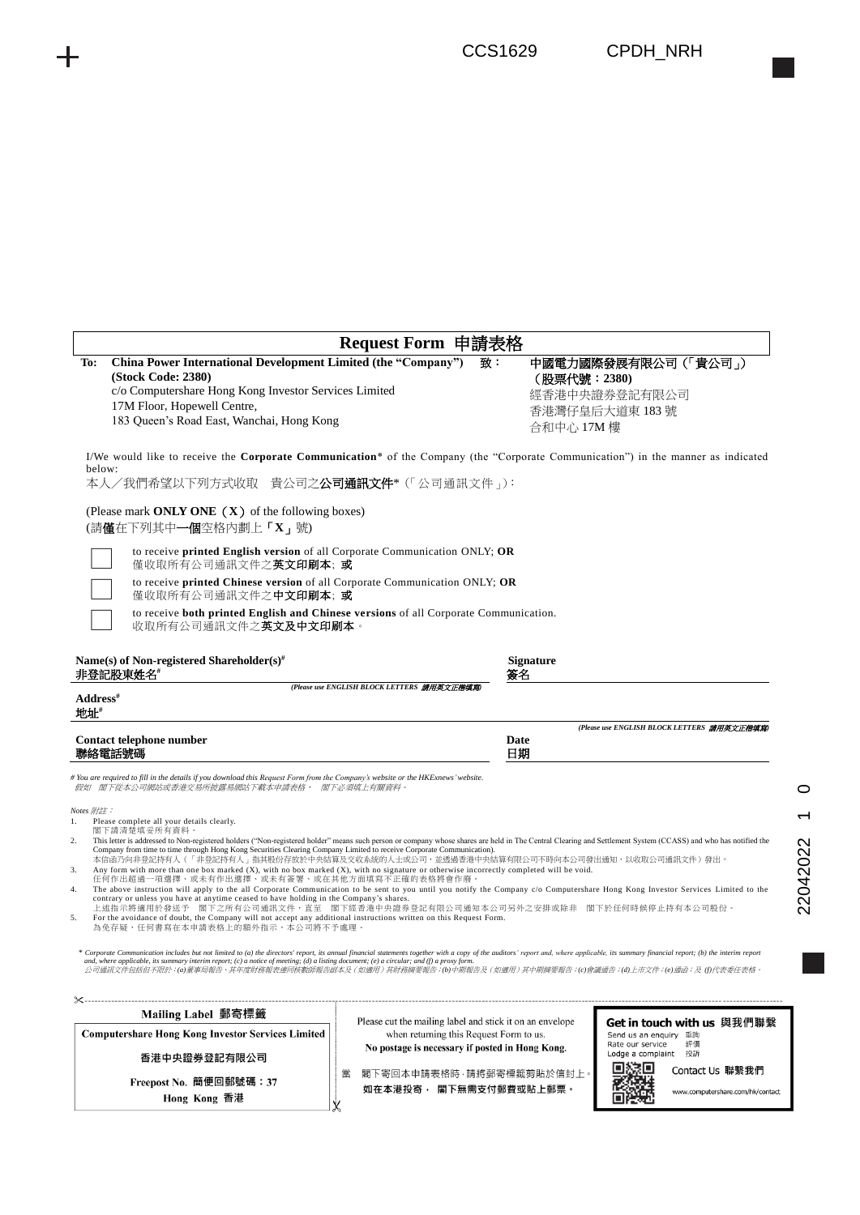# Request Form 申請表格

| | |
|---|---|
| **To: China Power International Development Limited (the "Company") (Stock Code: 2380)**<br>c/o Computershare Hong Kong Investor Services Limited<br>17M Floor, Hopewell Centre,<br>183 Queen's Road East, Wanchai, Hong Kong | **致：中國電力國際發展有限公司（「貴公司」）（股票代號：2380）**<br>經香港中央證券登記有限公司<br>香港灣仔皇后大道東 183 號<br>合和中心 17M 樓 |

I/We would like to receive the **Corporate Communication**\* of the Company (the "Corporate Communication") in the manner as indicated below:
本人／我們希望以下列方式收取 貴公司之**公司通訊文件**\*（「公司通訊文件」）：

(Please mark **ONLY ONE** (**X**) of the following boxes)
(請**僅**在下列其中**一個**空格內劃上**「X」**號)

☐ to receive **printed English version** of all Corporate Communication ONLY; **OR**
僅收取所有公司通訊文件之**英文印刷本**；**或**

☐ to receive **printed Chinese version** of all Corporate Communication ONLY; **OR**
僅收取所有公司通訊文件之**中文印刷本**；**或**

☐ to receive **both printed English and Chinese versions** of all Corporate Communication.
收取所有公司通訊文件之**英文及中文印刷本**。

| | |
|---|---|
| **Name(s) of Non-registered Shareholder(s)#**<br>**非登記股東姓名#**<br>*(Please use ENGLISH BLOCK LETTERS 請用英文正楷填寫)* | **Signature**<br>**簽名** |
| **Address#**<br>**地址#**<br>*(Please use ENGLISH BLOCK LETTERS 請用英文正楷填寫)* | |
| **Contact telephone number**<br>**聯絡電話號碼** | **Date**<br>**日期** |

*# You are required to fill in the details if you download this Request Form from the Company's website or the HKExnews' website.*
*假如 閣下從本公司網站或香港交易所披露易網站下載本申請表格， 閣下必須填上有關資料。*

*Notes 附註：*

1. Please complete all your details clearly.
   閣下請清楚填妥所有資料。
2. This letter is addressed to Non-registered holders ("Non-registered holder" means such person or company whose shares are held in The Central Clearing and Settlement System (CCASS) and who has notified the Company from time to time through Hong Kong Securities Clearing Company Limited to receive Corporate Communication).
   本信函乃向非登記持有人（「非登記持有人」指其股份存放於中央結算及交收系統的人士或公司，並透過香港中央結算有限公司不時向本公司發出通知，以收取公司通訊文件）發出。
3. Any form with more than one box marked (X), with no box marked (X), with no signature or otherwise incorrectly completed will be void.
   任何作出超過一項選擇、或未有作出選擇、或未有簽署、或在其他方面填寫不正確的表格將會作廢。
4. The above instruction will apply to the all Corporate Communication to be sent to you until you notify the Company c/o Computershare Hong Kong Investor Services Limited to the contrary or unless you have at anytime ceased to have holding in the Company's shares.
   上述指示將適用於發送予 閣下之所有公司通訊文件，直至 閣下經香港中央證券登記有限公司通知本公司另外之安排或除非 閣下於任何時候停止持有本公司股份。
5. For the avoidance of doubt, the Company will not accept any additional instructions written on this Request Form.
   為免存疑，任何書寫在本申請表格上的額外指示，本公司將不予處理。

*\* Corporate Communication includes but not limited to (a) the directors' report, its annual financial statements together with a copy of the auditors' report and, where applicable, its summary financial report; (b) the interim report and, where applicable, its summary interim report; (c) a notice of meeting; (d) a listing document; (e) a circular; and (f) a proxy form.*
*公司通訊文件包括但不限於：(a)董事局報告、其年度財務報表連同核數師報告副本及（如適用）其財務摘要報告；(b)中期報告及（如適用）其中期摘要報告；(c)會議通告；(d)上市文件；(e)通函；及 (f)代表委任表格。*

---

**Mailing Label 郵寄標籤**

**Computershare Hong Kong Investor Services Limited**
**香港中央證券登記有限公司**
**Freepost No. 簡便回郵號碼：37**
**Hong Kong 香港**

Please cut the mailing label and stick it on an envelope when returning this Request Form to us.
**No postage is necessary if posted in Hong Kong.**
當 閣下寄回本申請表格時，請將郵寄標籤剪貼於信封上。
**如在本港投寄， 閣下無需支付郵費或貼上郵票。**

**Get in touch with us 與我們聯繫**
Send us an enquiry 查詢
Rate our service 評價
Lodge a complaint 投訴
Contact Us 聯繫我們
www.computershare.com/hk/contact